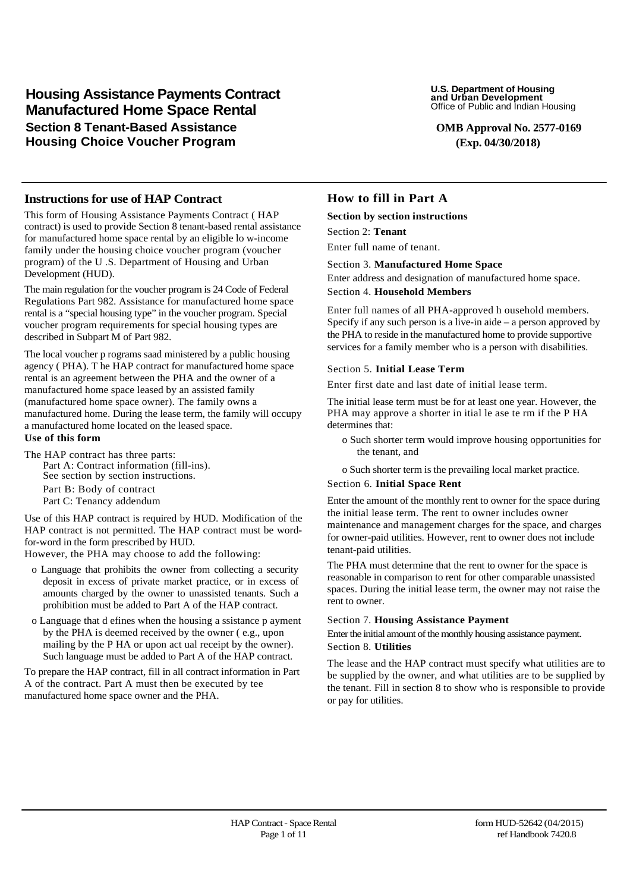# Housing Assistance Payments Contract Manufactured Home Space Rental

## Section 8 Tenant-Based Assistance Housing Choice Voucher Program

**U.S. Department of Housing and Urban Development**
Office of Public and Indian Housing

**OMB Approval No. 2577-0169**
**(Exp. 04/30/2018)**

## Instructions for use of HAP Contract

This form of Housing Assistance Payments Contract ( HAP contract) is used to provide Section 8 tenant-based rental assistance for manufactured home space rental by an eligible lo w-income family under the housing choice voucher program (voucher program) of the U .S. Department of Housing and Urban Development (HUD).

The main regulation for the voucher program is 24 Code of Federal Regulations Part 982. Assistance for manufactured home space rental is a "special housing type" in the voucher program. Special voucher program requirements for special housing types are described in Subpart M of Part 982.

The local voucher p rograms saad ministered by a public housing agency ( PHA). T he HAP contract for manufactured home space rental is an agreement between the PHA and the owner of a manufactured home space leased by an assisted family (manufactured home space owner). The family owns a manufactured home. During the lease term, the family will occupy a manufactured home located on the leased space.

**Use of this form**

The HAP contract has three parts:
- Part A: Contract information (fill-ins). See section by section instructions.
- Part B: Body of contract
- Part C: Tenancy addendum

Use of this HAP contract is required by HUD. Modification of the HAP contract is not permitted. The HAP contract must be word-for-word in the form prescribed by HUD.

However, the PHA may choose to add the following:

- o Language that prohibits the owner from collecting a security deposit in excess of private market practice, or in excess of amounts charged by the owner to unassisted tenants. Such a prohibition must be added to Part A of the HAP contract.
- o Language that d efines when the housing a ssistance p ayment by the PHA is deemed received by the owner ( e.g., upon mailing by the P HA or upon act ual receipt by the owner). Such language must be added to Part A of the HAP contract.

To prepare the HAP contract, fill in all contract information in Part A of the contract. Part A must then be executed by tee manufactured home space owner and the PHA.

## How to fill in Part A

**Section by section instructions**

Section 2: **Tenant**

Enter full name of tenant.

Section 3. **Manufactured Home Space**

Enter address and designation of manufactured home space.

Section 4. **Household Members**

Enter full names of all PHA-approved h ousehold members. Specify if any such person is a live-in aide – a person approved by the PHA to reside in the manufactured home to provide supportive services for a family member who is a person with disabilities.

Section 5. **Initial Lease Term**

Enter first date and last date of initial lease term.

The initial lease term must be for at least one year. However, the PHA may approve a shorter in itial le ase te rm if the P HA determines that:

- o Such shorter term would improve housing opportunities for the tenant, and
- o Such shorter term is the prevailing local market practice.

Section 6. **Initial Space Rent**

Enter the amount of the monthly rent to owner for the space during the initial lease term. The rent to owner includes owner maintenance and management charges for the space, and charges for owner-paid utilities. However, rent to owner does not include tenant-paid utilities.

The PHA must determine that the rent to owner for the space is reasonable in comparison to rent for other comparable unassisted spaces. During the initial lease term, the owner may not raise the rent to owner.

Section 7. **Housing Assistance Payment**

Enter the initial amount of the monthly housing assistance payment.

Section 8. **Utilities**

The lease and the HAP contract must specify what utilities are to be supplied by the owner, and what utilities are to be supplied by the tenant. Fill in section 8 to show who is responsible to provide or pay for utilities.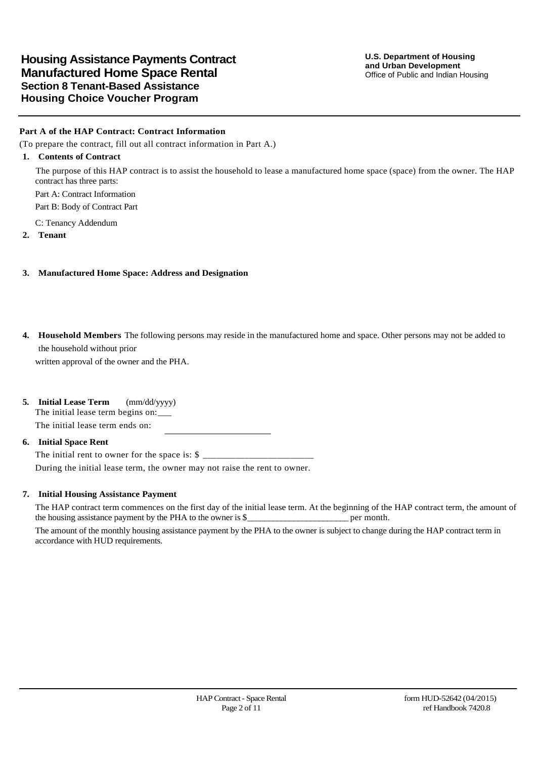# Housing Assistance Payments Contract
# Manufactured Home Space Rental
## Section 8 Tenant-Based Assistance
## Housing Choice Voucher Program

**U.S. Department of Housing and Urban Development**
Office of Public and Indian Housing

**Part A of the HAP Contract: Contract Information**

(To prepare the contract, fill out all contract information in Part A.)

**1. Contents of Contract**

The purpose of this HAP contract is to assist the household to lease a manufactured home space (space) from the owner. The HAP contract has three parts:

Part A: Contract Information

Part B: Body of Contract Part

C: Tenancy Addendum

**2. Tenant**

**3. Manufactured Home Space: Address and Designation**

**4. Household Members** The following persons may reside in the manufactured home and space. Other persons may not be added to the household without prior written approval of the owner and the PHA.

**5. Initial Lease Term** (mm/dd/yyyy)

The initial lease term begins on:___

The initial lease term ends on: ________________________

**6. Initial Space Rent**

The initial rent to owner for the space is: $ ________________________

During the initial lease term, the owner may not raise the rent to owner.

**7. Initial Housing Assistance Payment**

The HAP contract term commences on the first day of the initial lease term. At the beginning of the HAP contract term, the amount of the housing assistance payment by the PHA to the owner is $______________________ per month.

The amount of the monthly housing assistance payment by the PHA to the owner is subject to change during the HAP contract term in accordance with HUD requirements.

HAP Contract - Space Rental

form HUD-52642 (04/2015)
ref Handbook 7420.8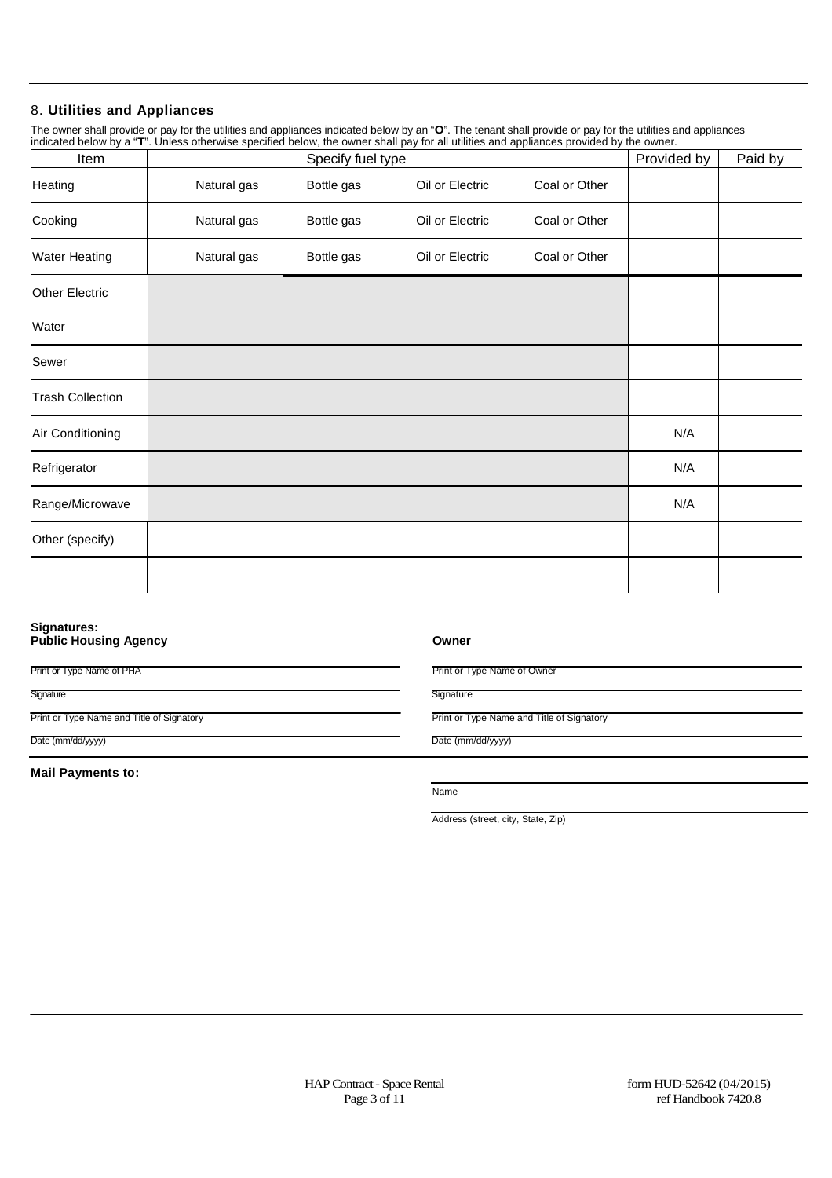## 8. Utilities and Appliances

The owner shall provide or pay for the utilities and appliances indicated below by an "**O**". The tenant shall provide or pay for the utilities and appliances indicated below by a "**T**". Unless otherwise specified below, the owner shall pay for all utilities and appliances provided by the owner.

| Item | Specify fuel type | | | | Provided by | Paid by |
|---|---|---|---|---|---|---|
| Heating | Natural gas | Bottle gas | Oil or Electric | Coal or Other | | |
| Cooking | Natural gas | Bottle gas | Oil or Electric | Coal or Other | | |
| Water Heating | Natural gas | Bottle gas | Oil or Electric | Coal or Other | | |
| Other Electric | | | | | | |
| Water | | | | | | |
| Sewer | | | | | | |
| Trash Collection | | | | | | |
| Air Conditioning | | | | | N/A | |
| Refrigerator | | | | | N/A | |
| Range/Microwave | | | | | N/A | |
| Other (specify) | | | | | | |
| | | | | | | |

**Signatures:**

**Public Housing Agency**

Print or Type Name of PHA

Signature

Print or Type Name and Title of Signatory

Date (mm/dd/yyyy)

**Owner**

Print or Type Name of Owner

Signature

Print or Type Name and Title of Signatory

Date (mm/dd/yyyy)

**Mail Payments to:**

Name

Address (street, city, State, Zip)

HAP Contract - Space Rental

form HUD-52642 (04/2015)
ref Handbook 7420.8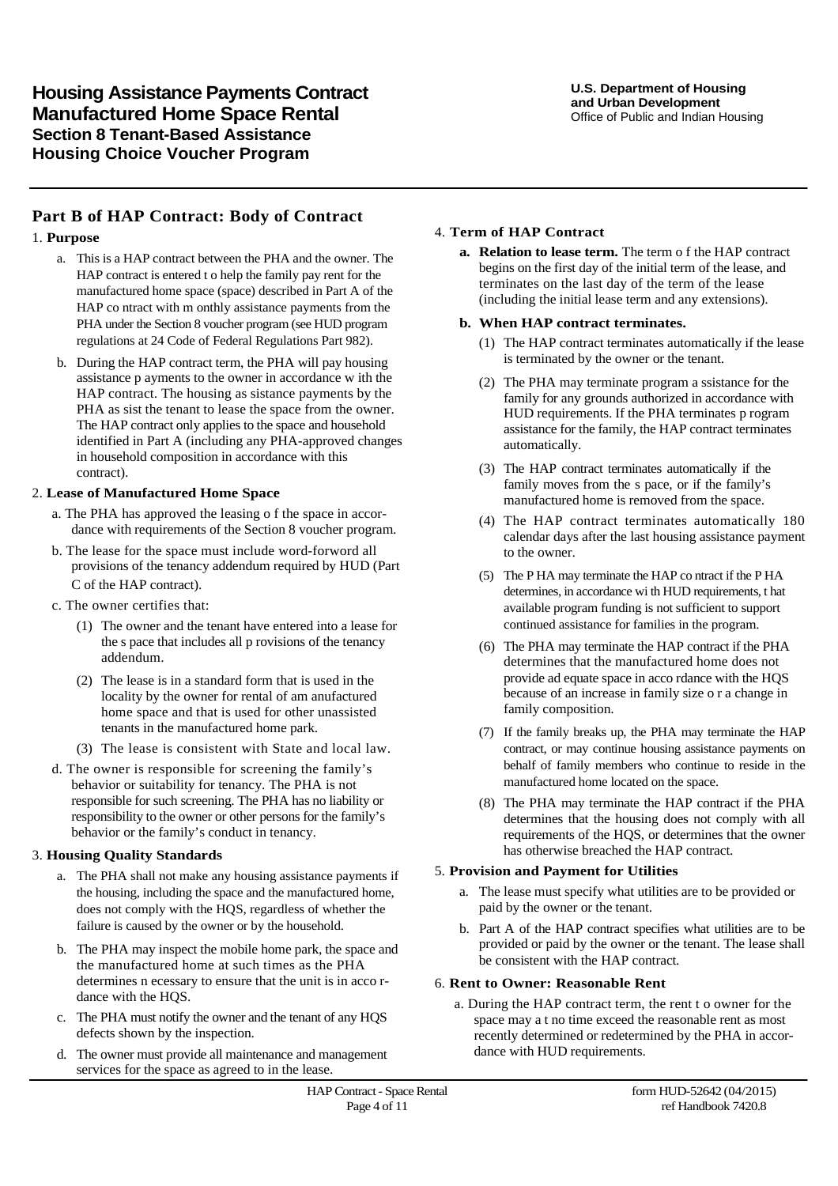# Housing Assistance Payments Contract Manufactured Home Space Rental

**Section 8 Tenant-Based Assistance**
**Housing Choice Voucher Program**

**U.S. Department of Housing and Urban Development**
Office of Public and Indian Housing

## Part B of HAP Contract: Body of Contract

### 1. Purpose

a. This is a HAP contract between the PHA and the owner. The HAP contract is entered t o help the family pay rent for the manufactured home space (space) described in Part A of the HAP co ntract with m onthly assistance payments from the PHA under the Section 8 voucher program (see HUD program regulations at 24 Code of Federal Regulations Part 982).

b. During the HAP contract term, the PHA will pay housing assistance p ayments to the owner in accordance w ith the HAP contract. The housing as sistance payments by the PHA as sist the tenant to lease the space from the owner. The HAP contract only applies to the space and household identified in Part A (including any PHA-approved changes in household composition in accordance with this contract).

### 2. Lease of Manufactured Home Space

a. The PHA has approved the leasing o f the space in accordance with requirements of the Section 8 voucher program.

b. The lease for the space must include word-forword all provisions of the tenancy addendum required by HUD (Part C of the HAP contract).

c. The owner certifies that:

(1) The owner and the tenant have entered into a lease for the s pace that includes all p rovisions of the tenancy addendum.

(2) The lease is in a standard form that is used in the locality by the owner for rental of am anufactured home space and that is used for other unassisted tenants in the manufactured home park.

(3) The lease is consistent with State and local law.

d. The owner is responsible for screening the family's behavior or suitability for tenancy. The PHA is not responsible for such screening. The PHA has no liability or responsibility to the owner or other persons for the family's behavior or the family's conduct in tenancy.

### 3. Housing Quality Standards

a. The PHA shall not make any housing assistance payments if the housing, including the space and the manufactured home, does not comply with the HQS, regardless of whether the failure is caused by the owner or by the household.

b. The PHA may inspect the mobile home park, the space and the manufactured home at such times as the PHA determines n ecessary to ensure that the unit is in acco rdance with the HQS.

c. The PHA must notify the owner and the tenant of any HQS defects shown by the inspection.

d. The owner must provide all maintenance and management services for the space as agreed to in the lease.

### 4. Term of HAP Contract

**a. Relation to lease term.** The term o f the HAP contract begins on the first day of the initial term of the lease, and terminates on the last day of the term of the lease (including the initial lease term and any extensions).

**b. When HAP contract terminates.**

(1) The HAP contract terminates automatically if the lease is terminated by the owner or the tenant.

(2) The PHA may terminate program a ssistance for the family for any grounds authorized in accordance with HUD requirements. If the PHA terminates p rogram assistance for the family, the HAP contract terminates automatically.

(3) The HAP contract terminates automatically if the family moves from the s pace, or if the family's manufactured home is removed from the space.

(4) The HAP contract terminates automatically 180 calendar days after the last housing assistance payment to the owner.

(5) The P HA may terminate the HAP co ntract if the P HA determines, in accordance wi th HUD requirements, t hat available program funding is not sufficient to support continued assistance for families in the program.

(6) The PHA may terminate the HAP contract if the PHA determines that the manufactured home does not provide ad equate space in acco rdance with the HQS because of an increase in family size o r a change in family composition.

(7) If the family breaks up, the PHA may terminate the HAP contract, or may continue housing assistance payments on behalf of family members who continue to reside in the manufactured home located on the space.

(8) The PHA may terminate the HAP contract if the PHA determines that the housing does not comply with all requirements of the HQS, or determines that the owner has otherwise breached the HAP contract.

### 5. Provision and Payment for Utilities

a. The lease must specify what utilities are to be provided or paid by the owner or the tenant.

b. Part A of the HAP contract specifies what utilities are to be provided or paid by the owner or the tenant. The lease shall be consistent with the HAP contract.

### 6. Rent to Owner: Reasonable Rent

a. During the HAP contract term, the rent t o owner for the space may a t no time exceed the reasonable rent as most recently determined or redetermined by the PHA in accordance with HUD requirements.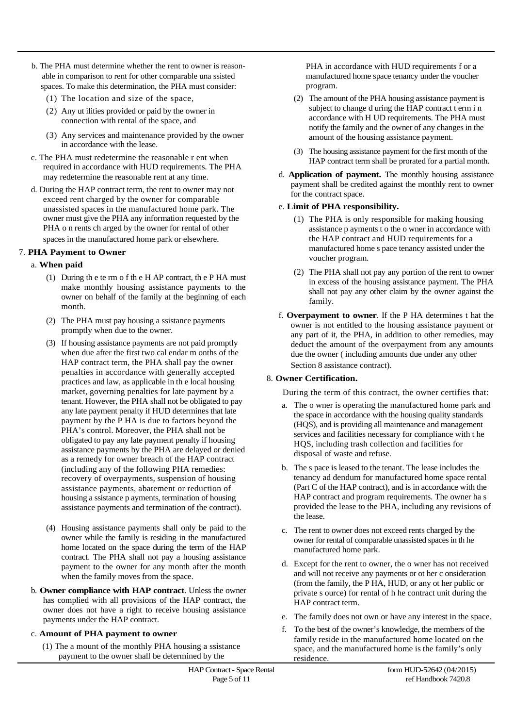b. The PHA must determine whether the rent to owner is reasonable in comparison to rent for other comparable unassisted spaces. To make this determination, the PHA must consider:

(1) The location and size of the space,

(2) Any utilities provided or paid by the owner in connection with rental of the space, and

(3) Any services and maintenance provided by the owner in accordance with the lease.

c. The PHA must redetermine the reasonable rent when required in accordance with HUD requirements. The PHA may redetermine the reasonable rent at any time.

d. During the HAP contract term, the rent to owner may not exceed rent charged by the owner for comparable unassisted spaces in the manufactured home park. The owner must give the PHA any information requested by the PHA on rents charged by the owner for rental of other spaces in the manufactured home park or elsewhere.

7. **PHA Payment to Owner**

a. **When paid**

(1) During the term of the HAP contract, the PHA must make monthly housing assistance payments to the owner on behalf of the family at the beginning of each month.

(2) The PHA must pay housing assistance payments promptly when due to the owner.

(3) If housing assistance payments are not paid promptly when due after the first two calendar months of the HAP contract term, the PHA shall pay the owner penalties in accordance with generally accepted practices and law, as applicable in the local housing market, governing penalties for late payment by a tenant. However, the PHA shall not be obligated to pay any late payment penalty if HUD determines that late payment by the PHA is due to factors beyond the PHA's control. Moreover, the PHA shall not be obligated to pay any late payment penalty if housing assistance payments by the PHA are delayed or denied as a remedy for owner breach of the HAP contract (including any of the following PHA remedies: recovery of overpayments, suspension of housing assistance payments, abatement or reduction of housing assistance payments, termination of housing assistance payments and termination of the contract).

(4) Housing assistance payments shall only be paid to the owner while the family is residing in the manufactured home located on the space during the term of the HAP contract. The PHA shall not pay a housing assistance payment to the owner for any month after the month when the family moves from the space.

b. **Owner compliance with HAP contract**. Unless the owner has complied with all provisions of the HAP contract, the owner does not have a right to receive housing assistance payments under the HAP contract.

c. **Amount of PHA payment to owner**

(1) The amount of the monthly PHA housing assistance payment to the owner shall be determined by the PHA in accordance with HUD requirements for a manufactured home space tenancy under the voucher program.

(2) The amount of the PHA housing assistance payment is subject to change during the HAP contract term in accordance with HUD requirements. The PHA must notify the family and the owner of any changes in the amount of the housing assistance payment.

(3) The housing assistance payment for the first month of the HAP contract term shall be prorated for a partial month.

d. **Application of payment.** The monthly housing assistance payment shall be credited against the monthly rent to owner for the contract space.

e. **Limit of PHA responsibility.**

(1) The PHA is only responsible for making housing assistance payments to the owner in accordance with the HAP contract and HUD requirements for a manufactured home space tenancy assisted under the voucher program.

(2) The PHA shall not pay any portion of the rent to owner in excess of the housing assistance payment. The PHA shall not pay any other claim by the owner against the family.

f. **Overpayment to owner**. If the PHA determines that the owner is not entitled to the housing assistance payment or any part of it, the PHA, in addition to other remedies, may deduct the amount of the overpayment from any amounts due the owner (including amounts due under any other Section 8 assistance contract).

8. **Owner Certification.**

During the term of this contract, the owner certifies that:

a. The owner is operating the manufactured home park and the space in accordance with the housing quality standards (HQS), and is providing all maintenance and management services and facilities necessary for compliance with the HQS, including trash collection and facilities for disposal of waste and refuse.

b. The space is leased to the tenant. The lease includes the tenancy addendum for manufactured home space rental (Part C of the HAP contract), and is in accordance with the HAP contract and program requirements. The owner has provided the lease to the PHA, including any revisions of the lease.

c. The rent to owner does not exceed rents charged by the owner for rental of comparable unassisted spaces in the manufactured home park.

d. Except for the rent to owner, the owner has not received and will not receive any payments or other consideration (from the family, the PHA, HUD, or any other public or private source) for rental of the contract unit during the HAP contract term.

e. The family does not own or have any interest in the space.

f. To the best of the owner's knowledge, the members of the family reside in the manufactured home located on the space, and the manufactured home is the family's only residence.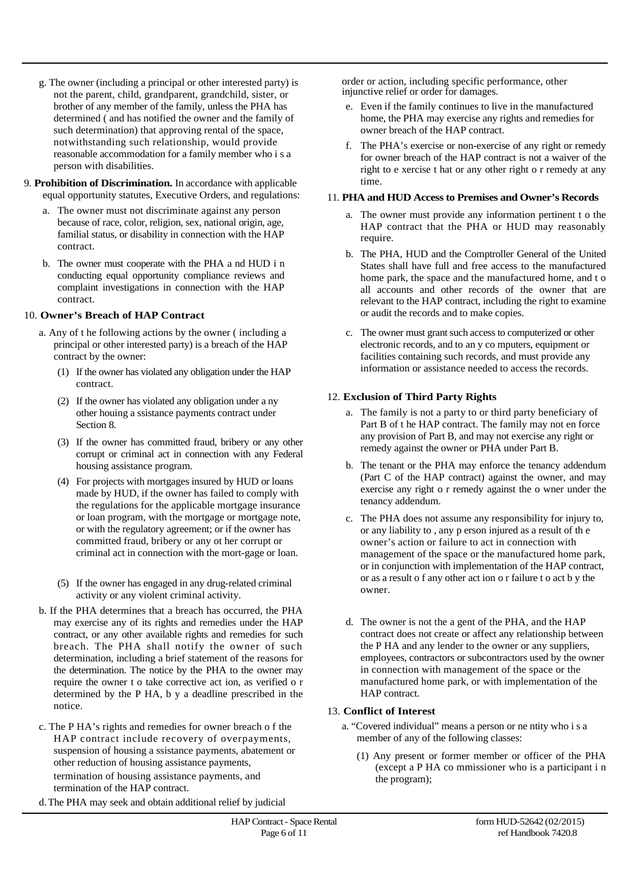g. The owner (including a principal or other interested party) is not the parent, child, grandparent, grandchild, sister, or brother of any member of the family, unless the PHA has determined ( and has notified the owner and the family of such determination) that approving rental of the space, notwithstanding such relationship, would provide reasonable accommodation for a family member who i s a person with disabilities.

9. **Prohibition of Discrimination.** In accordance with applicable equal opportunity statutes, Executive Orders, and regulations:

   a. The owner must not discriminate against any person because of race, color, religion, sex, national origin, age, familial status, or disability in connection with the HAP contract.

   b. The owner must cooperate with the PHA a nd HUD i n conducting equal opportunity compliance reviews and complaint investigations in connection with the HAP contract.

10. **Owner's Breach of HAP Contract**

   a. Any of t he following actions by the owner ( including a principal or other interested party) is a breach of the HAP contract by the owner:

      (1) If the owner has violated any obligation under the HAP contract.

      (2) If the owner has violated any obligation under a ny other houing a ssistance payments contract under Section 8.

      (3) If the owner has committed fraud, bribery or any other corrupt or criminal act in connection with any Federal housing assistance program.

      (4) For projects with mortgages insured by HUD or loans made by HUD, if the owner has failed to comply with the regulations for the applicable mortgage insurance or loan program, with the mortgage or mortgage note, or with the regulatory agreement; or if the owner has committed fraud, bribery or any ot her corrupt or criminal act in connection with the mort-gage or loan.

      (5) If the owner has engaged in any drug-related criminal activity or any violent criminal activity.

   b. If the PHA determines that a breach has occurred, the PHA may exercise any of its rights and remedies under the HAP contract, or any other available rights and remedies for such breach. The PHA shall notify the owner of such determination, including a brief statement of the reasons for the determination. The notice by the PHA to the owner may require the owner t o take corrective act ion, as verified o r determined by the P HA, b y a deadline prescribed in the notice.

   c. The P HA's rights and remedies for owner breach o f the HAP contract include recovery of overpayments, suspension of housing a ssistance payments, abatement or other reduction of housing assistance payments, termination of housing assistance payments, and termination of the HAP contract.

   d. The PHA may seek and obtain additional relief by judicial order or action, including specific performance, other injunctive relief or order for damages.

   e. Even if the family continues to live in the manufactured home, the PHA may exercise any rights and remedies for owner breach of the HAP contract.

   f. The PHA's exercise or non-exercise of any right or remedy for owner breach of the HAP contract is not a waiver of the right to e xercise t hat or any other right o r remedy at any time.

11. **PHA and HUD Access to Premises and Owner's Records**

   a. The owner must provide any information pertinent t o the HAP contract that the PHA or HUD may reasonably require.

   b. The PHA, HUD and the Comptroller General of the United States shall have full and free access to the manufactured home park, the space and the manufactured home, and t o all accounts and other records of the owner that are relevant to the HAP contract, including the right to examine or audit the records and to make copies.

   c. The owner must grant such access to computerized or other electronic records, and to an y co mputers, equipment or facilities containing such records, and must provide any information or assistance needed to access the records.

12. **Exclusion of Third Party Rights**

   a. The family is not a party to or third party beneficiary of Part B of t he HAP contract. The family may not en force any provision of Part B, and may not exercise any right or remedy against the owner or PHA under Part B.

   b. The tenant or the PHA may enforce the tenancy addendum (Part C of the HAP contract) against the owner, and may exercise any right o r remedy against the o wner under the tenancy addendum.

   c. The PHA does not assume any responsibility for injury to, or any liability to , any p erson injured as a result of th e owner's action or failure to act in connection with management of the space or the manufactured home park, or in conjunction with implementation of the HAP contract, or as a result o f any other act ion o r failure t o act b y the owner.

   d. The owner is not the a gent of the PHA, and the HAP contract does not create or affect any relationship between the P HA and any lender to the owner or any suppliers, employees, contractors or subcontractors used by the owner in connection with management of the space or the manufactured home park, or with implementation of the HAP contract.

13. **Conflict of Interest**

   a. "Covered individual" means a person or ne ntity who i s a member of any of the following classes:

      (1) Any present or former member or officer of the PHA (except a P HA co mmissioner who is a participant i n the program);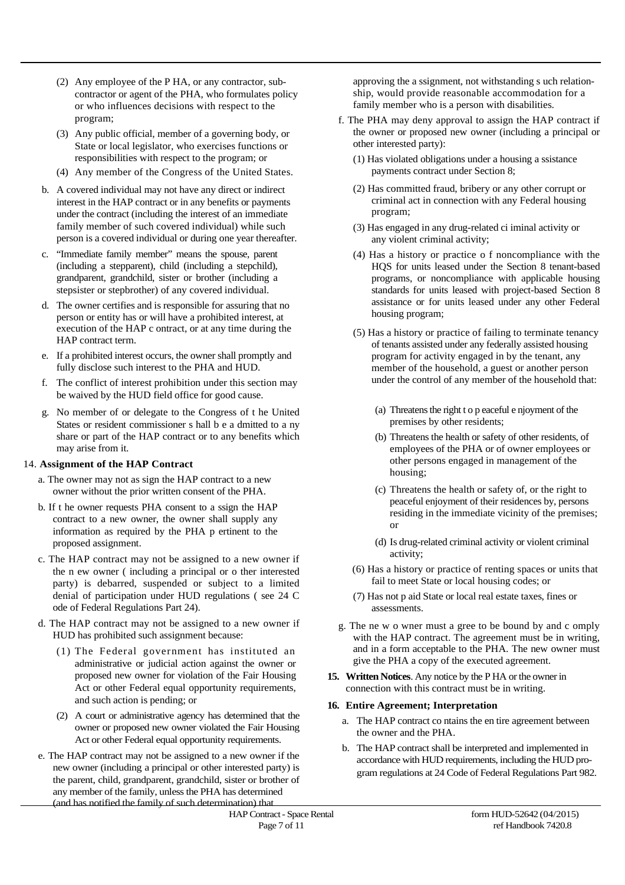(2) Any employee of the PHA, or any contractor, subcontractor or agent of the PHA, who formulates policy or who influences decisions with respect to the program;

(3) Any public official, member of a governing body, or State or local legislator, who exercises functions or responsibilities with respect to the program; or

(4) Any member of the Congress of the United States.

b. A covered individual may not have any direct or indirect interest in the HAP contract or in any benefits or payments under the contract (including the interest of an immediate family member of such covered individual) while such person is a covered individual or during one year thereafter.

c. "Immediate family member" means the spouse, parent (including a stepparent), child (including a stepchild), grandparent, grandchild, sister or brother (including a stepsister or stepbrother) of any covered individual.

d. The owner certifies and is responsible for assuring that no person or entity has or will have a prohibited interest, at execution of the HAP contract, or at any time during the HAP contract term.

e. If a prohibited interest occurs, the owner shall promptly and fully disclose such interest to the PHA and HUD.

f. The conflict of interest prohibition under this section may be waived by the HUD field office for good cause.

g. No member of or delegate to the Congress of the United States or resident commissioner shall be admitted to any share or part of the HAP contract or to any benefits which may arise from it.

14. **Assignment of the HAP Contract**

a. The owner may not assign the HAP contract to a new owner without the prior written consent of the PHA.

b. If the owner requests PHA consent to assign the HAP contract to a new owner, the owner shall supply any information as required by the PHA pertinent to the proposed assignment.

c. The HAP contract may not be assigned to a new owner if the new owner (including a principal or other interested party) is debarred, suspended or subject to a limited denial of participation under HUD regulations (see 24 Code of Federal Regulations Part 24).

d. The HAP contract may not be assigned to a new owner if HUD has prohibited such assignment because:

(1) The Federal government has instituted an administrative or judicial action against the owner or proposed new owner for violation of the Fair Housing Act or other Federal equal opportunity requirements, and such action is pending; or

(2) A court or administrative agency has determined that the owner or proposed new owner violated the Fair Housing Act or other Federal equal opportunity requirements.

e. The HAP contract may not be assigned to a new owner if the new owner (including a principal or other interested party) is the parent, child, grandparent, grandchild, sister or brother of any member of the family, unless the PHA has determined (and has notified the family of such determination) that approving the assignment, notwithstanding such relationship, would provide reasonable accommodation for a family member who is a person with disabilities.

f. The PHA may deny approval to assign the HAP contract if the owner or proposed new owner (including a principal or other interested party):

(1) Has violated obligations under a housing assistance payments contract under Section 8;

(2) Has committed fraud, bribery or any other corrupt or criminal act in connection with any Federal housing program;

(3) Has engaged in any drug-related criminal activity or any violent criminal activity;

(4) Has a history or practice of noncompliance with the HQS for units leased under the Section 8 tenant-based programs, or noncompliance with applicable housing standards for units leased with project-based Section 8 assistance or for units leased under any other Federal housing program;

(5) Has a history or practice of failing to terminate tenancy of tenants assisted under any federally assisted housing program for activity engaged in by the tenant, any member of the household, a guest or another person under the control of any member of the household that:

(a) Threatens the right to peaceful enjoyment of the premises by other residents;

(b) Threatens the health or safety of other residents, of employees of the PHA or of owner employees or other persons engaged in management of the housing;

(c) Threatens the health or safety of, or the right to peaceful enjoyment of their residences by, persons residing in the immediate vicinity of the premises; or

(d) Is drug-related criminal activity or violent criminal activity;

(6) Has a history or practice of renting spaces or units that fail to meet State or local housing codes; or

(7) Has not paid State or local real estate taxes, fines or assessments.

g. The new owner must agree to be bound by and comply with the HAP contract. The agreement must be in writing, and in a form acceptable to the PHA. The new owner must give the PHA a copy of the executed agreement.

**15. Written Notices**. Any notice by the PHA or the owner in connection with this contract must be in writing.

**16. Entire Agreement; Interpretation**

a. The HAP contract contains the entire agreement between the owner and the PHA.

b. The HAP contract shall be interpreted and implemented in accordance with HUD requirements, including the HUD program regulations at 24 Code of Federal Regulations Part 982.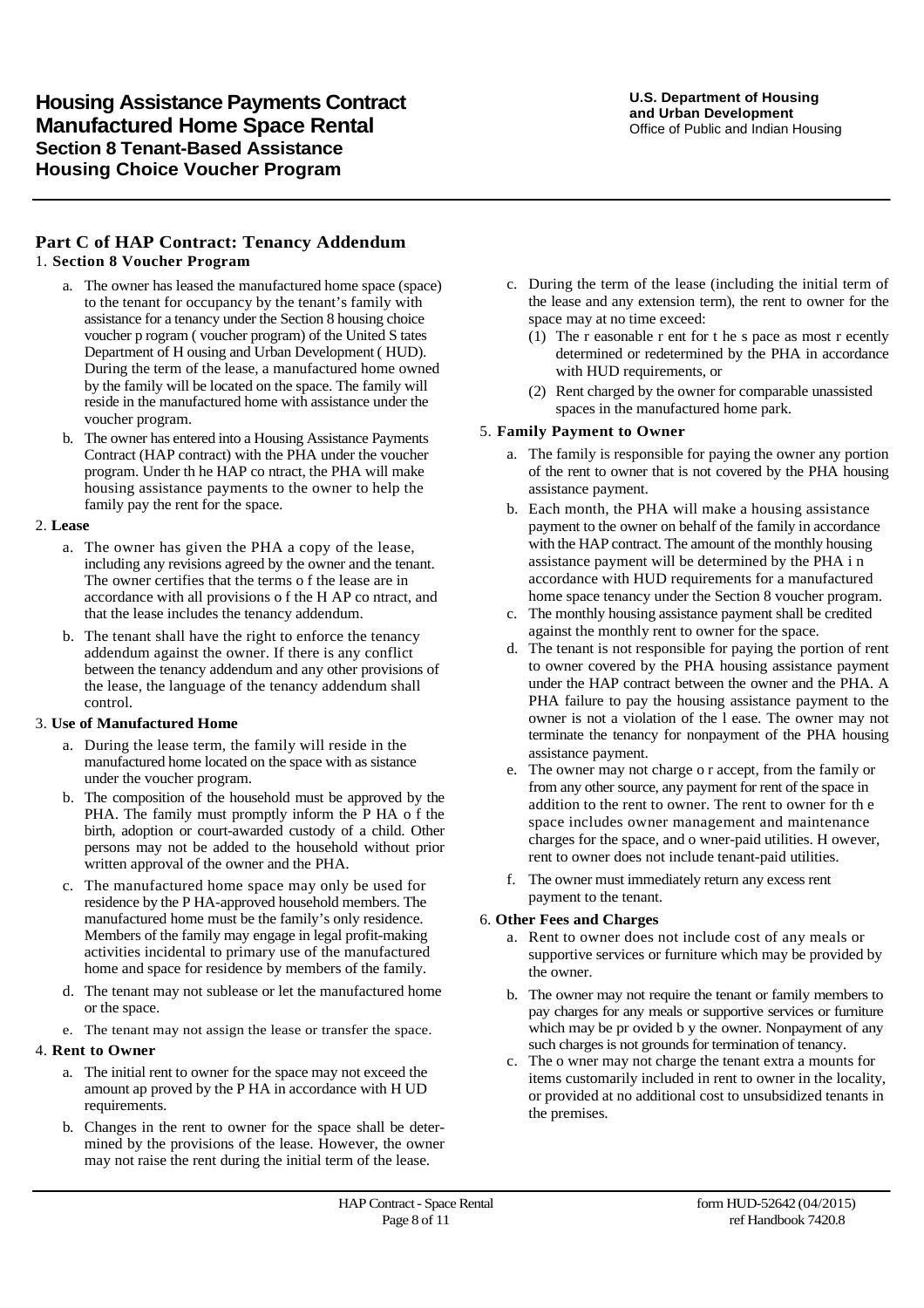# Housing Assistance Payments Contract Manufactured Home Space Rental

## Section 8 Tenant-Based Assistance Housing Choice Voucher Program

**U.S. Department of Housing and Urban Development**
Office of Public and Indian Housing

## Part C of HAP Contract: Tenancy Addendum

### 1. Section 8 Voucher Program

a. The owner has leased the manufactured home space (space) to the tenant for occupancy by the tenant's family with assistance for a tenancy under the Section 8 housing choice voucher program (voucher program) of the United States Department of Housing and Urban Development (HUD). During the term of the lease, a manufactured home owned by the family will be located on the space. The family will reside in the manufactured home with assistance under the voucher program.

b. The owner has entered into a Housing Assistance Payments Contract (HAP contract) with the PHA under the voucher program. Under the HAP contract, the PHA will make housing assistance payments to the owner to help the family pay the rent for the space.

### 2. Lease

a. The owner has given the PHA a copy of the lease, including any revisions agreed by the owner and the tenant. The owner certifies that the terms of the lease are in accordance with all provisions of the HAP contract, and that the lease includes the tenancy addendum.

b. The tenant shall have the right to enforce the tenancy addendum against the owner. If there is any conflict between the tenancy addendum and any other provisions of the lease, the language of the tenancy addendum shall control.

### 3. Use of Manufactured Home

a. During the lease term, the family will reside in the manufactured home located on the space with assistance under the voucher program.

b. The composition of the household must be approved by the PHA. The family must promptly inform the PHA of the birth, adoption or court-awarded custody of a child. Other persons may not be added to the household without prior written approval of the owner and the PHA.

c. The manufactured home space may only be used for residence by the PHA-approved household members. The manufactured home must be the family's only residence. Members of the family may engage in legal profit-making activities incidental to primary use of the manufactured home and space for residence by members of the family.

d. The tenant may not sublease or let the manufactured home or the space.

e. The tenant may not assign the lease or transfer the space.

### 4. Rent to Owner

a. The initial rent to owner for the space may not exceed the amount approved by the PHA in accordance with HUD requirements.

b. Changes in the rent to owner for the space shall be determined by the provisions of the lease. However, the owner may not raise the rent during the initial term of the lease.

c. During the term of the lease (including the initial term of the lease and any extension term), the rent to owner for the space may at no time exceed:
   1. The reasonable rent for the space as most recently determined or redetermined by the PHA in accordance with HUD requirements, or
   2. Rent charged by the owner for comparable unassisted spaces in the manufactured home park.

### 5. Family Payment to Owner

a. The family is responsible for paying the owner any portion of the rent to owner that is not covered by the PHA housing assistance payment.

b. Each month, the PHA will make a housing assistance payment to the owner on behalf of the family in accordance with the HAP contract. The amount of the monthly housing assistance payment will be determined by the PHA in accordance with HUD requirements for a manufactured home space tenancy under the Section 8 voucher program.

c. The monthly housing assistance payment shall be credited against the monthly rent to owner for the space.

d. The tenant is not responsible for paying the portion of rent to owner covered by the PHA housing assistance payment under the HAP contract between the owner and the PHA. A PHA failure to pay the housing assistance payment to the owner is not a violation of the lease. The owner may not terminate the tenancy for nonpayment of the PHA housing assistance payment.

e. The owner may not charge or accept, from the family or from any other source, any payment for rent of the space in addition to the rent to owner. The rent to owner for the space includes owner management and maintenance charges for the space, and owner-paid utilities. However, rent to owner does not include tenant-paid utilities.

f. The owner must immediately return any excess rent payment to the tenant.

### 6. Other Fees and Charges

a. Rent to owner does not include cost of any meals or supportive services or furniture which may be provided by the owner.

b. The owner may not require the tenant or family members to pay charges for any meals or supportive services or furniture which may be provided by the owner. Nonpayment of any such charges is not grounds for termination of tenancy.

c. The owner may not charge the tenant extra amounts for items customarily included in rent to owner in the locality, or provided at no additional cost to unsubsidized tenants in the premises.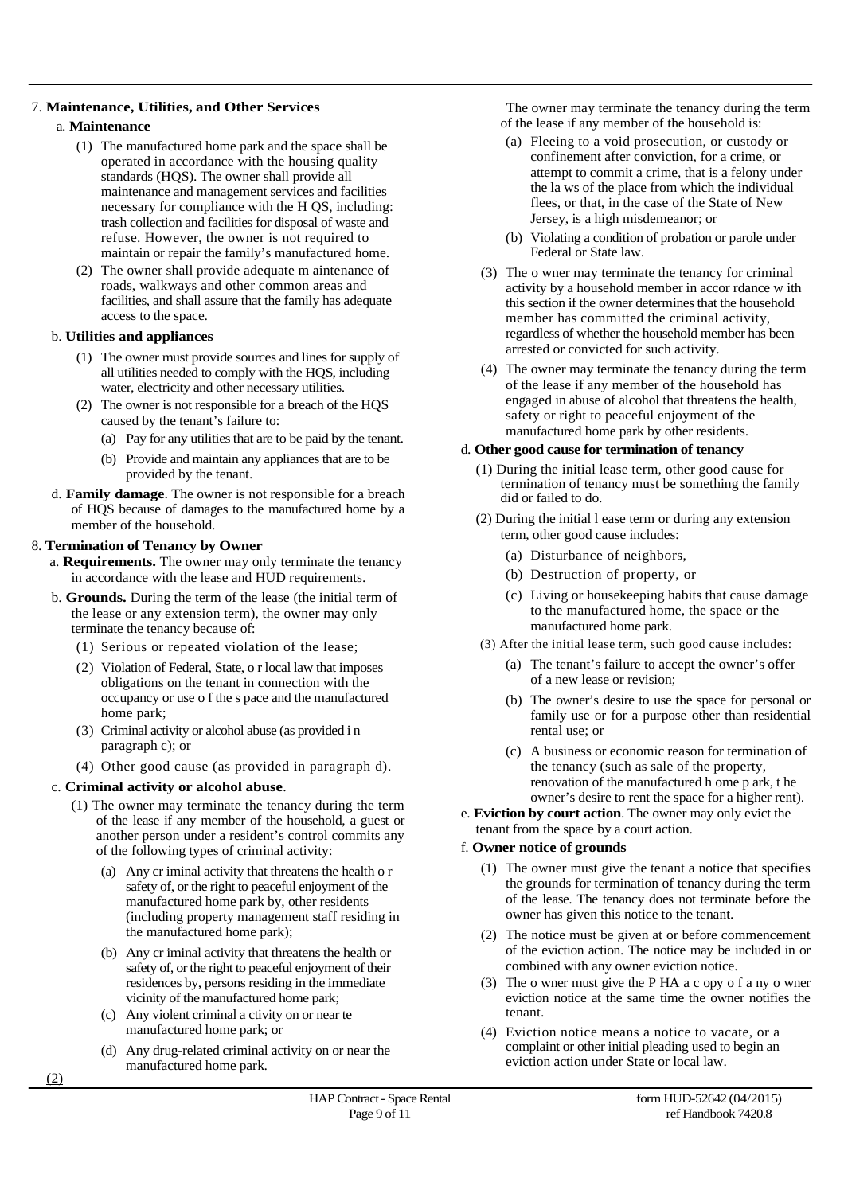7. **Maintenance, Utilities, and Other Services**

a. **Maintenance**

(1) The manufactured home park and the space shall be operated in accordance with the housing quality standards (HQS). The owner shall provide all maintenance and management services and facilities necessary for compliance with the H QS, including: trash collection and facilities for disposal of waste and refuse. However, the owner is not required to maintain or repair the family's manufactured home.

(2) The owner shall provide adequate m aintenance of roads, walkways and other common areas and facilities, and shall assure that the family has adequate access to the space.

b. **Utilities and appliances**

(1) The owner must provide sources and lines for supply of all utilities needed to comply with the HQS, including water, electricity and other necessary utilities.

(2) The owner is not responsible for a breach of the HQS caused by the tenant's failure to:

(a) Pay for any utilities that are to be paid by the tenant.

(b) Provide and maintain any appliances that are to be provided by the tenant.

d. **Family damage**. The owner is not responsible for a breach of HQS because of damages to the manufactured home by a member of the household.

8. **Termination of Tenancy by Owner**

a. **Requirements.** The owner may only terminate the tenancy in accordance with the lease and HUD requirements.

b. **Grounds.** During the term of the lease (the initial term of the lease or any extension term), the owner may only terminate the tenancy because of:

(1) Serious or repeated violation of the lease;

(2) Violation of Federal, State, o r local law that imposes obligations on the tenant in connection with the occupancy or use o f the s pace and the manufactured home park;

(3) Criminal activity or alcohol abuse (as provided i n paragraph c); or

(4) Other good cause (as provided in paragraph d).

c. **Criminal activity or alcohol abuse**.

(1) The owner may terminate the tenancy during the term of the lease if any member of the household, a guest or another person under a resident's control commits any of the following types of criminal activity:

(a) Any cr iminal activity that threatens the health o r safety of, or the right to peaceful enjoyment of the manufactured home park by, other residents (including property management staff residing in the manufactured home park);

(b) Any cr iminal activity that threatens the health or safety of, or the right to peaceful enjoyment of their residences by, persons residing in the immediate vicinity of the manufactured home park;

(c) Any violent criminal a ctivity on or near te manufactured home park; or

(d) Any drug-related criminal activity on or near the manufactured home park.

(2) The owner may terminate the tenancy during the term of the lease if any member of the household is:

(a) Fleeing to a void prosecution, or custody or confinement after conviction, for a crime, or attempt to commit a crime, that is a felony under the la ws of the place from which the individual flees, or that, in the case of the State of New Jersey, is a high misdemeanor; or

(b) Violating a condition of probation or parole under Federal or State law.

(3) The o wner may terminate the tenancy for criminal activity by a household member in accor rdance w ith this section if the owner determines that the household member has committed the criminal activity, regardless of whether the household member has been arrested or convicted for such activity.

(4) The owner may terminate the tenancy during the term of the lease if any member of the household has engaged in abuse of alcohol that threatens the health, safety or right to peaceful enjoyment of the manufactured home park by other residents.

d. **Other good cause for termination of tenancy**

(1) During the initial lease term, other good cause for termination of tenancy must be something the family did or failed to do.

(2) During the initial l ease term or during any extension term, other good cause includes:

(a) Disturbance of neighbors,

(b) Destruction of property, or

(c) Living or housekeeping habits that cause damage to the manufactured home, the space or the manufactured home park.

(3) After the initial lease term, such good cause includes:

(a) The tenant's failure to accept the owner's offer of a new lease or revision;

(b) The owner's desire to use the space for personal or family use or for a purpose other than residential rental use; or

(c) A business or economic reason for termination of the tenancy (such as sale of the property, renovation of the manufactured h ome p ark, t he owner's desire to rent the space for a higher rent).

e. **Eviction by court action**. The owner may only evict the tenant from the space by a court action.

f. **Owner notice of grounds**

(1) The owner must give the tenant a notice that specifies the grounds for termination of tenancy during the term of the lease. The tenancy does not terminate before the owner has given this notice to the tenant.

(2) The notice must be given at or before commencement of the eviction action. The notice may be included in or combined with any owner eviction notice.

(3) The o wner must give the P HA a c opy o f a ny o wner eviction notice at the same time the owner notifies the tenant.

(4) Eviction notice means a notice to vacate, or a complaint or other initial pleading used to begin an eviction action under State or local law.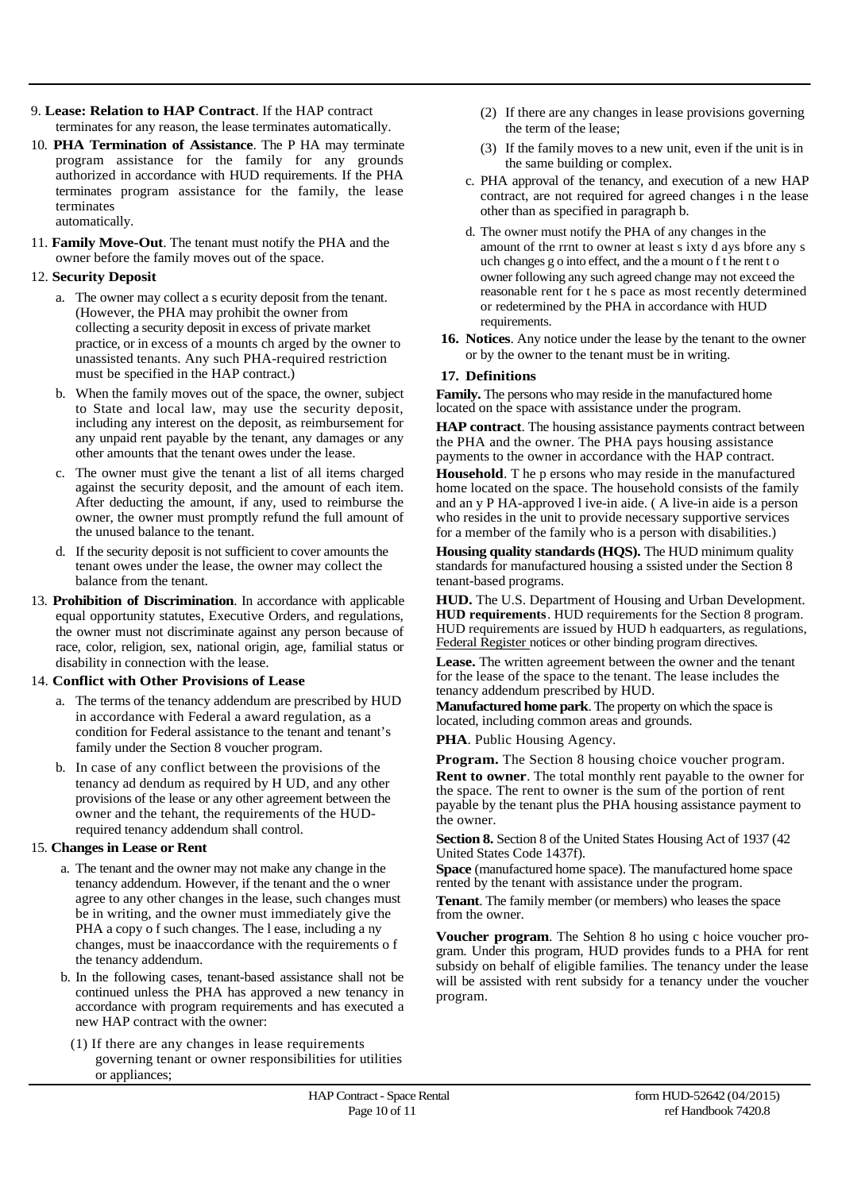9. **Lease: Relation to HAP Contract**. If the HAP contract terminates for any reason, the lease terminates automatically.

10. **PHA Termination of Assistance**. The P HA may terminate program assistance for the family for any grounds authorized in accordance with HUD requirements. If the PHA terminates program assistance for the family, the lease terminates automatically.

11. **Family Move-Out**. The tenant must notify the PHA and the owner before the family moves out of the space.

12. **Security Deposit**

    a. The owner may collect a s ecurity deposit from the tenant. (However, the PHA may prohibit the owner from collecting a security deposit in excess of private market practice, or in excess of a mounts ch arged by the owner to unassisted tenants. Any such PHA-required restriction must be specified in the HAP contract.)

    b. When the family moves out of the space, the owner, subject to State and local law, may use the security deposit, including any interest on the deposit, as reimbursement for any unpaid rent payable by the tenant, any damages or any other amounts that the tenant owes under the lease.

    c. The owner must give the tenant a list of all items charged against the security deposit, and the amount of each item. After deducting the amount, if any, used to reimburse the owner, the owner must promptly refund the full amount of the unused balance to the tenant.

    d. If the security deposit is not sufficient to cover amounts the tenant owes under the lease, the owner may collect the balance from the tenant.

13. **Prohibition of Discrimination**. In accordance with applicable equal opportunity statutes, Executive Orders, and regulations, the owner must not discriminate against any person because of race, color, religion, sex, national origin, age, familial status or disability in connection with the lease.

14. **Conflict with Other Provisions of Lease**

    a. The terms of the tenancy addendum are prescribed by HUD in accordance with Federal a award regulation, as a condition for Federal assistance to the tenant and tenant's family under the Section 8 voucher program.

    b. In case of any conflict between the provisions of the tenancy ad dendum as required by H UD, and any other provisions of the lease or any other agreement between the owner and the tehant, the requirements of the HUD-required tenancy addendum shall control.

15. **Changes in Lease or Rent**

    a. The tenant and the owner may not make any change in the tenancy addendum. However, if the tenant and the o wner agree to any other changes in the lease, such changes must be in writing, and the owner must immediately give the PHA a copy o f such changes. The l ease, including a ny changes, must be inaaccordance with the requirements o f the tenancy addendum.

    b. In the following cases, tenant-based assistance shall not be continued unless the PHA has approved a new tenancy in accordance with program requirements and has executed a new HAP contract with the owner:

       (1) If there are any changes in lease requirements governing tenant or owner responsibilities for utilities or appliances;

       (2) If there are any changes in lease provisions governing the term of the lease;

       (3) If the family moves to a new unit, even if the unit is in the same building or complex.

    c. PHA approval of the tenancy, and execution of a new HAP contract, are not required for agreed changes i n the lease other than as specified in paragraph b.

    d. The owner must notify the PHA of any changes in the amount of the rrnt to owner at least s ixty d ays bfore any s uch changes g o into effect, and the a mount o f t he rent t o owner following any such agreed change may not exceed the reasonable rent for t he s pace as most recently determined or redetermined by the PHA in accordance with HUD requirements.

16. **Notices**. Any notice under the lease by the tenant to the owner or by the owner to the tenant must be in writing.

17. **Definitions**

**Family.** The persons who may reside in the manufactured home located on the space with assistance under the program.

**HAP contract**. The housing assistance payments contract between the PHA and the owner. The PHA pays housing assistance payments to the owner in accordance with the HAP contract.

**Household**. T he p ersons who may reside in the manufactured home located on the space. The household consists of the family and an y P HA-approved l ive-in aide. ( A live-in aide is a person who resides in the unit to provide necessary supportive services for a member of the family who is a person with disabilities.)

**Housing quality standards (HQS).** The HUD minimum quality standards for manufactured housing a ssisted under the Section 8 tenant-based programs.

**HUD.** The U.S. Department of Housing and Urban Development.

**HUD requirements**. HUD requirements for the Section 8 program. HUD requirements are issued by HUD h eadquarters, as regulations, Federal Register notices or other binding program directives.

**Lease.** The written agreement between the owner and the tenant for the lease of the space to the tenant. The lease includes the tenancy addendum prescribed by HUD.

**Manufactured home park**. The property on which the space is located, including common areas and grounds.

**PHA**. Public Housing Agency.

**Program.** The Section 8 housing choice voucher program.

**Rent to owner**. The total monthly rent payable to the owner for the space. The rent to owner is the sum of the portion of rent payable by the tenant plus the PHA housing assistance payment to the owner.

**Section 8.** Section 8 of the United States Housing Act of 1937 (42 United States Code 1437f).

**Space** (manufactured home space). The manufactured home space rented by the tenant with assistance under the program.

**Tenant**. The family member (or members) who leases the space from the owner.

**Voucher program**. The Sehtion 8 ho using c hoice voucher program. Under this program, HUD provides funds to a PHA for rent subsidy on behalf of eligible families. The tenancy under the lease will be assisted with rent subsidy for a tenancy under the voucher program.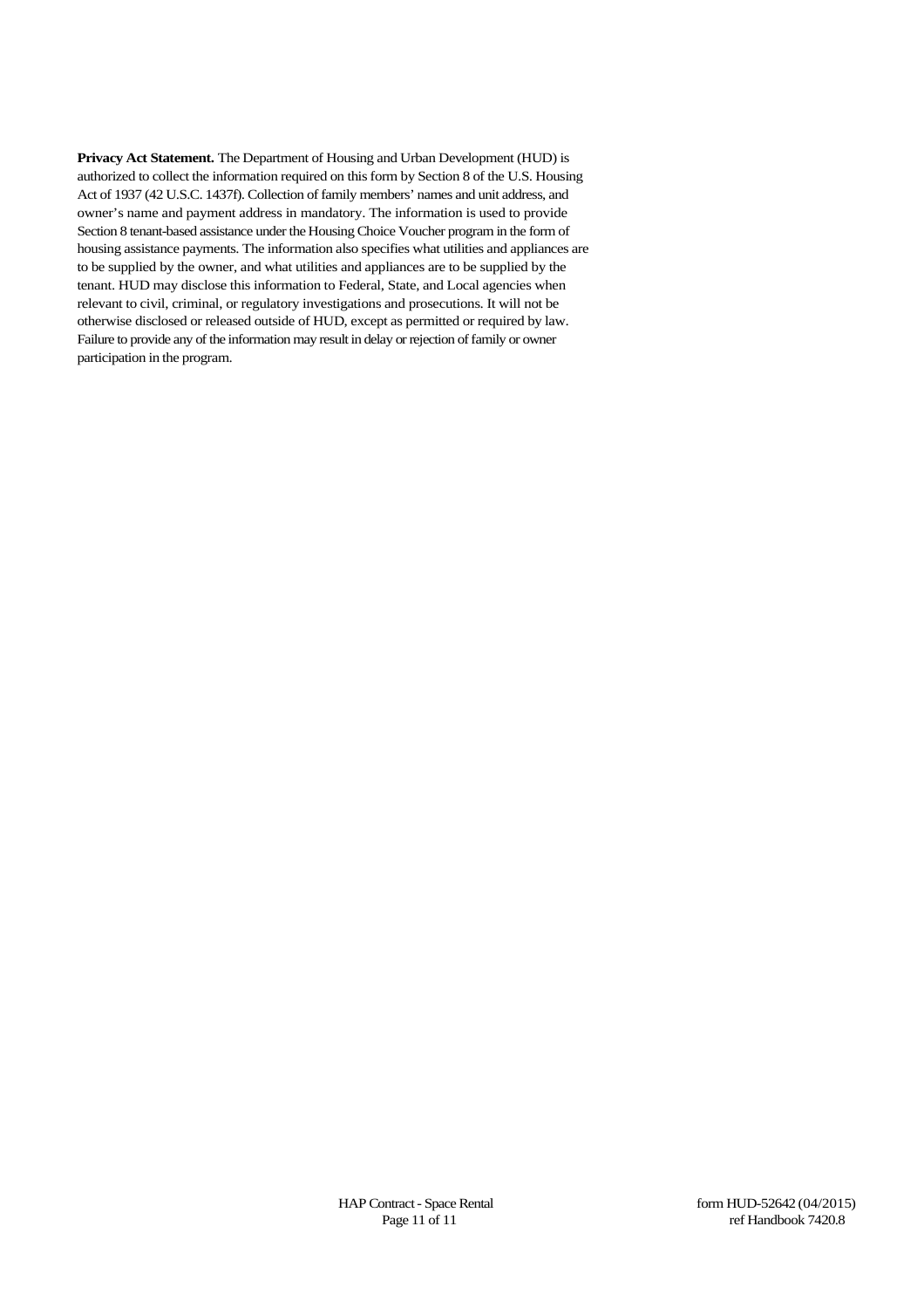**Privacy Act Statement.** The Department of Housing and Urban Development (HUD) is authorized to collect the information required on this form by Section 8 of the U.S. Housing Act of 1937 (42 U.S.C. 1437f). Collection of family members' names and unit address, and owner's name and payment address in mandatory. The information is used to provide Section 8 tenant-based assistance under the Housing Choice Voucher program in the form of housing assistance payments. The information also specifies what utilities and appliances are to be supplied by the owner, and what utilities and appliances are to be supplied by the tenant. HUD may disclose this information to Federal, State, and Local agencies when relevant to civil, criminal, or regulatory investigations and prosecutions. It will not be otherwise disclosed or released outside of HUD, except as permitted or required by law. Failure to provide any of the information may result in delay or rejection of family or owner participation in the program.